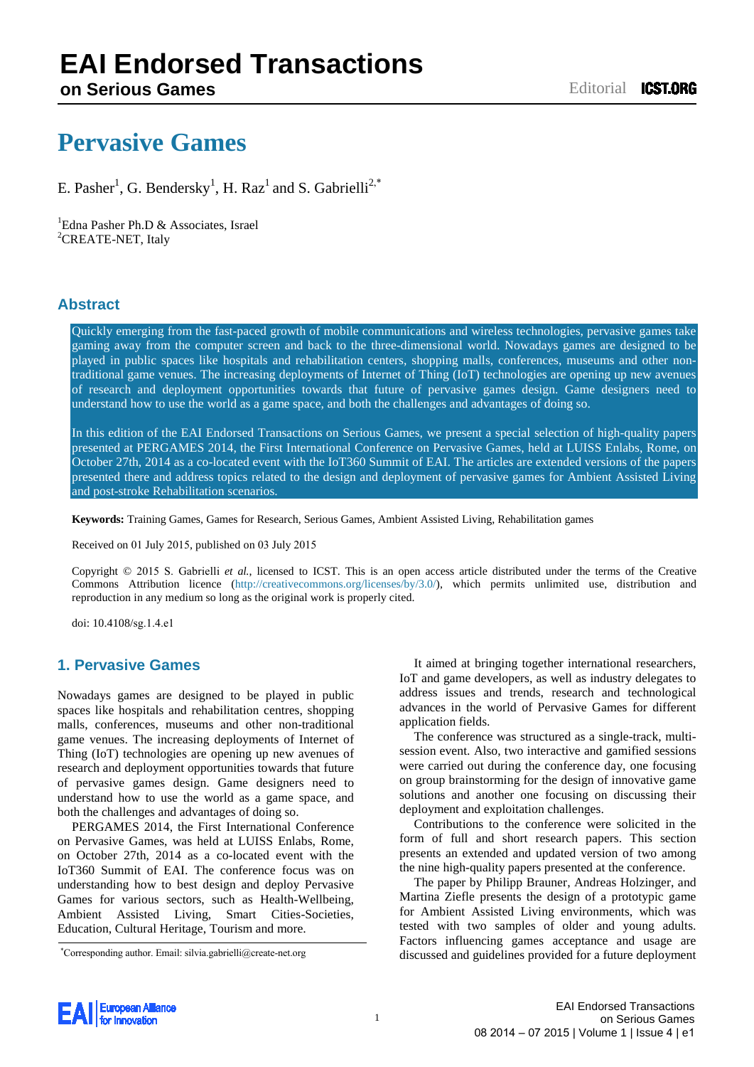# Pervasive Games

E. Pasher[1], G. Bendersky[1], H. Raz[1] and S. Gabrielli[2,*]

[1]Edna Pasher Ph.D & Associates, Israel
[2]CREATE-NET, Italy

## Abstract

Quickly emerging from the fast-paced growth of mobile communications and wireless technologies, pervasive games take gaming away from the computer screen and back to the three-dimensional world. Nowadays games are designed to be played in public spaces like hospitals and rehabilitation centers, shopping malls, conferences, museums and other non-traditional game venues. The increasing deployments of Internet of Thing (IoT) technologies are opening up new avenues of research and deployment opportunities towards that future of pervasive games design. Game designers need to understand how to use the world as a game space, and both the challenges and advantages of doing so.

In this edition of the EAI Endorsed Transactions on Serious Games, we present a special selection of high-quality papers presented at PERGAMES 2014, the First International Conference on Pervasive Games, held at LUISS Enlabs, Rome, on October 27th, 2014 as a co-located event with the IoT360 Summit of EAI. The articles are extended versions of the papers presented there and address topics related to the design and deployment of pervasive games for Ambient Assisted Living and post-stroke Rehabilitation scenarios.

**Keywords:** Training Games, Games for Research, Serious Games, Ambient Assisted Living, Rehabilitation games

Received on 01 July 2015, published on 03 July 2015

Copyright © 2015 S. Gabrielli *et al.*, licensed to ICST. This is an open access article distributed under the terms of the Creative Commons Attribution licence (http://creativecommons.org/licenses/by/3.0/), which permits unlimited use, distribution and reproduction in any medium so long as the original work is properly cited.

doi: 10.4108/sg.1.4.e1

## 1. Pervasive Games

Nowadays games are designed to be played in public spaces like hospitals and rehabilitation centres, shopping malls, conferences, museums and other non-traditional game venues. The increasing deployments of Internet of Thing (IoT) technologies are opening up new avenues of research and deployment opportunities towards that future of pervasive games design. Game designers need to understand how to use the world as a game space, and both the challenges and advantages of doing so.

PERGAMES 2014, the First International Conference on Pervasive Games, was held at LUISS Enlabs, Rome, on October 27th, 2014 as a co-located event with the IoT360 Summit of EAI. The conference focus was on understanding how to best design and deploy Pervasive Games for various sectors, such as Health-Wellbeing, Ambient Assisted Living, Smart Cities-Societies, Education, Cultural Heritage, Tourism and more.

It aimed at bringing together international researchers, IoT and game developers, as well as industry delegates to address issues and trends, research and technological advances in the world of Pervasive Games for different application fields.

The conference was structured as a single-track, multi-session event. Also, two interactive and gamified sessions were carried out during the conference day, one focusing on group brainstorming for the design of innovative game solutions and another one focusing on discussing their deployment and exploitation challenges.

Contributions to the conference were solicited in the form of full and short research papers. This section presents an extended and updated version of two among the nine high-quality papers presented at the conference.

The paper by Philipp Brauner, Andreas Holzinger, and Martina Ziefle presents the design of a prototypic game for Ambient Assisted Living environments, which was tested with two samples of older and young adults. Factors influencing games acceptance and usage are discussed and guidelines provided for a future deployment

*Corresponding author. Email: silvia.gabrielli@create-net.org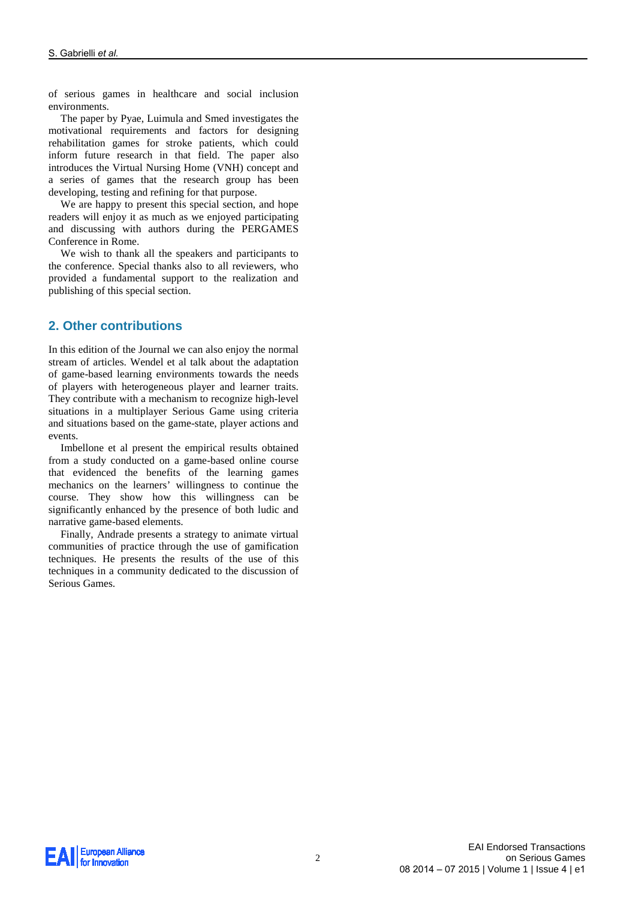of serious games in healthcare and social inclusion environments.

The paper by Pyae, Luimula and Smed investigates the motivational requirements and factors for designing rehabilitation games for stroke patients, which could inform future research in that field. The paper also introduces the Virtual Nursing Home (VNH) concept and a series of games that the research group has been developing, testing and refining for that purpose.

We are happy to present this special section, and hope readers will enjoy it as much as we enjoyed participating and discussing with authors during the PERGAMES Conference in Rome.

We wish to thank all the speakers and participants to the conference. Special thanks also to all reviewers, who provided a fundamental support to the realization and publishing of this special section.

## 2. Other contributions

In this edition of the Journal we can also enjoy the normal stream of articles. Wendel et al talk about the adaptation of game-based learning environments towards the needs of players with heterogeneous player and learner traits. They contribute with a mechanism to recognize high-level situations in a multiplayer Serious Game using criteria and situations based on the game-state, player actions and events.

Imbellone et al present the empirical results obtained from a study conducted on a game-based online course that evidenced the benefits of the learning games mechanics on the learners' willingness to continue the course. They show how this willingness can be significantly enhanced by the presence of both ludic and narrative game-based elements.

Finally, Andrade presents a strategy to animate virtual communities of practice through the use of gamification techniques. He presents the results of the use of this techniques in a community dedicated to the discussion of Serious Games.